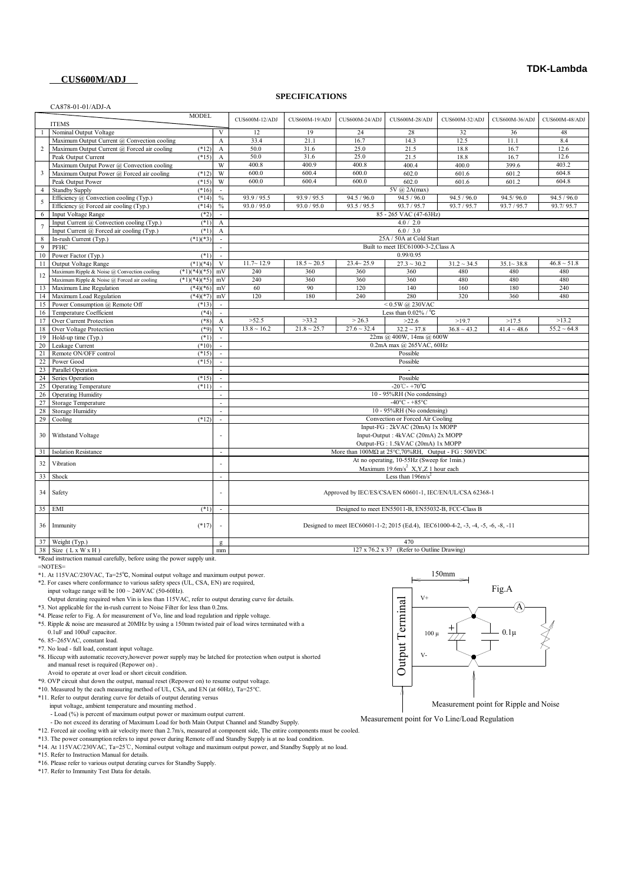**CUS600M/ADJ**

TDK-Lambda

## SPECIFICATIONS

CA878-01-01/ADJ-A

| | ITEMS | | MODEL | CUS600M-12/ADJ | CUS600M-19/ADJ | CUS600M-24/ADJ | CUS600M-28/ADJ | CUS600M-32/ADJ | CUS600M-36/ADJ | CUS600M-48/ADJ |
|---|---|---|---|---|---|---|---|---|---|---|
| 1 | Nominal Output Voltage | | V | 12 | 19 | 24 | 28 | 32 | 36 | 48 |
| 2 | Maximum Output Current @ Convection cooling | | A | 33.4 | 21.1 | 16.7 | 14.3 | 12.5 | 11.1 | 8.4 |
| | Maximum Output Current @ Forced air cooling | (*12) | A | 50.0 | 31.6 | 25.0 | 21.5 | 18.8 | 16.7 | 12.6 |
| | Peak Output Current | (*15) | A | 50.0 | 31.6 | 25.0 | 21.5 | 18.8 | 16.7 | 12.6 |
| 3 | Maximum Output Power @ Convection cooling | | W | 400.8 | 400.9 | 400.8 | 400.4 | 400.0 | 399.6 | 403.2 |
| | Maximum Output Power @ Forced air cooling | (*12) | W | 600.0 | 600.4 | 600.0 | 602.0 | 601.6 | 601.2 | 604.8 |
| | Peak Output Power | (*15) | W | 600.0 | 600.4 | 600.0 | 602.0 | 601.6 | 601.2 | 604.8 |
| 4 | Standby Supply | (*16) | - | 5V @ 2A(max) | | | | | | |
| 5 | Efficiency @ Convection cooling (Typ.) | (*14) | % | 93.9 / 95.5 | 93.9 / 95.5 | 94.5 / 96.0 | 94.5 / 96.0 | 94.5 / 96.0 | 94.5/ 96.0 | 94.5 / 96.0 |
| | Efficiency @ Forced air cooling (Typ.) | (*14) | % | 93.0 / 95.0 | 93.0 / 95.0 | 93.5 / 95.5 | 93.7 / 95.7 | 93.7 / 95.7 | 93.7 / 95.7 | 93.7/ 95.7 |
| 6 | Input Voltage Range | (*2) | - | 85 - 265 VAC (47-63Hz) | | | | | | |
| 7 | Input Current @ Convection cooling (Typ.) | (*1) | A | 4.0 / 2.0 | | | | | | |
| | Input Current @ Forced air cooling (Typ.) | (*1) | A | 6.0 / 3.0 | | | | | | |
| 8 | In-rush Current (Typ.) | (*1)(*3) | - | 25A / 50A at Cold Start | | | | | | |
| 9 | PFHC | | - | Built to meet IEC61000-3-2,Class A | | | | | | |
| 10 | Power Factor (Typ.) | (*1) | - | 0.99/0.95 | | | | | | |
| 11 | Output Voltage Range | (*1)(*4) | V | 11.7~ 12.9 | 18.5 ~ 20.5 | 23.4~ 25.9 | 27.3 ~ 30.2 | 31.2 ~ 34.5 | 35.1~ 38.8 | 46.8 ~ 51.8 |
| 12 | Maximum Ripple & Noise @ Convection cooling | (*1)(*4)(*5) | mV | 240 | 360 | 360 | 360 | 480 | 480 | 480 |
| | Maximum Ripple & Noise @ Forced air cooling | (*1)(*4)(*5) | mV | 240 | 360 | 360 | 360 | 480 | 480 | 480 |
| 13 | Maximum Line Regulation | (*4)(*6) | mV | 60 | 90 | 120 | 140 | 160 | 180 | 240 |
| 14 | Maximum Load Regulation | (*4)(*7) | mV | 120 | 180 | 240 | 280 | 320 | 360 | 480 |
| 15 | Power Consumption @ Remote Off | (*13) | - | < 0.5W @ 230VAC | | | | | | |
| 16 | Temperature Coefficient | (*4) | - | Less than 0.02% / °C | | | | | | |
| 17 | Over Current Protection | (*8) | A | >52.5 | >33.2 | > 26.3 | >22.6 | >19.7 | >17.5 | >13.2 |
| 18 | Over Voltage Protection | (*9) | V | 13.8 ~ 16.2 | 21.8 ~ 25.7 | 27.6 ~ 32.4 | 32.2 ~ 37.8 | 36.8 ~ 43.2 | 41.4 ~ 48.6 | 55.2 ~ 64.8 |
| 19 | Hold-up time (Typ.) | (*1) | - | 22ms @ 400W, 14ms @ 600W | | | | | | |
| 20 | Leakage Current | (*10) | - | 0.2mA max @ 265VAC, 60Hz | | | | | | |
| 21 | Remote ON/OFF control | (*15) | - | Possible | | | | | | |
| 22 | Power Good | (*15) | - | Possible | | | | | | |
| 23 | Parallel Operation | | - | - | | | | | | |
| 24 | Series Operation | (*15) | - | Possible | | | | | | |
| 25 | Operating Temperature | (*11) | - | -20℃ - +70℃ | | | | | | |
| 26 | Operating Humidity | | - | 10 - 95%RH (No condensing) | | | | | | |
| 27 | Storage Temperature | | - | -40°C - +85°C | | | | | | |
| 28 | Storage Humidity | | - | 10 - 95%RH (No condensing) | | | | | | |
| 29 | Cooling | (*12) | - | Convection or Forced Air Cooling | | | | | | |
| 30 | Withstand Voltage | | - | Input-FG : 2kVAC (20mA) 1x MOPP<br>Input-Output : 4kVAC (20mA) 2x MOPP<br>Output-FG : 1.5kVAC (20mA) 1x MOPP | | | | | | |
| 31 | Isolation Resistance | | - | More than 100MΩ at 25°C,70%RH, Output - FG : 500VDC | | | | | | |
| 32 | Vibration | | - | At no operating, 10-55Hz (Sweep for 1min.)<br>Maximum 19.6m/s² X,Y,Z 1 hour each | | | | | | |
| 33 | Shock | | - | Less than 196m/s² | | | | | | |
| 34 | Safety | | - | Approved by IEC/ES/CSA/EN 60601-1, IEC/EN/UL/CSA 62368-1 | | | | | | |
| 35 | EMI | (*1) | - | Designed to meet EN55011-B, EN55032-B, FCC-Class B | | | | | | |
| 36 | Immunity | (*17) | - | Designed to meet IEC60601-1-2; 2015 (Ed.4), IEC61000-4-2, -3, -4, -5, -6, -8, -11 | | | | | | |
| 37 | Weight (Typ.) | | g | 470 | | | | | | |
| 38 | Size ( L x W x H ) | | mm | 127 x 76.2 x 37 (Refer to Outline Drawing) | | | | | | |

*Read instruction manual carefully, before using the power supply unit.

=NOTES=

*1. At 115VAC/230VAC, Ta=25℃, Nominal output voltage and maximum output power.

*2. For cases where conformance to various safety specs (UL, CSA, EN) are required, input voltage range will be 100 ~ 240VAC (50-60Hz). Output derating required when Vin is less than 115VAC, refer to output derating curve for details.

*3. Not applicable for the in-rush current to Noise Filter for less than 0.2ms.

*4. Please refer to Fig. A for measurement of Vo, line and load regulation and ripple voltage.

*5. Ripple & noise are measured at 20MHz by using a 150mm twisted pair of load wires terminated with a 0.1uF and 100uF capacitor.

*6. 85~265VAC, constant load.

*7. No load - full load, constant input voltage.

*8. Hiccup with automatic recovery,however power supply may be latched for protection when output is shorted and manual reset is required (Repower on) .
Avoid to operate at over load or short circuit condition.

*9. OVP circuit shut down the output, manual reset (Repower on) to resume output voltage.

*10. Measured by the each measuring method of UL, CSA, and EN (at 60Hz), Ta=25°C.

*11. Refer to output derating curve for details of output derating versus input voltage, ambient temperature and mounting method .
- Load (%) is percent of maximum output power or maximum output current.
- Do not exceed its derating of Maximum Load for both Main Output Channel and Standby Supply.

*12. Forced air cooling with air velocity more than 2.7m/s, measured at component side, The entire components must be cooled.

*13. The power consumption refers to input power during Remote off and Standby Supply is at no load condition.

*14. At 115VAC/230VAC, Ta=25℃, Nominal output voltage and maximum output power, and Standby Supply at no load.

*15. Refer to Instruction Manual for details.

*16. Please refer to various output derating curves for Standby Supply.

*17. Refer to Immunity Test Data for details.

Fig.A

150mm

Output Terminal V+ V- 100μ 0.1μ A

Measurement point for Ripple and Noise

Measurement point for Vo Line/Load Regulation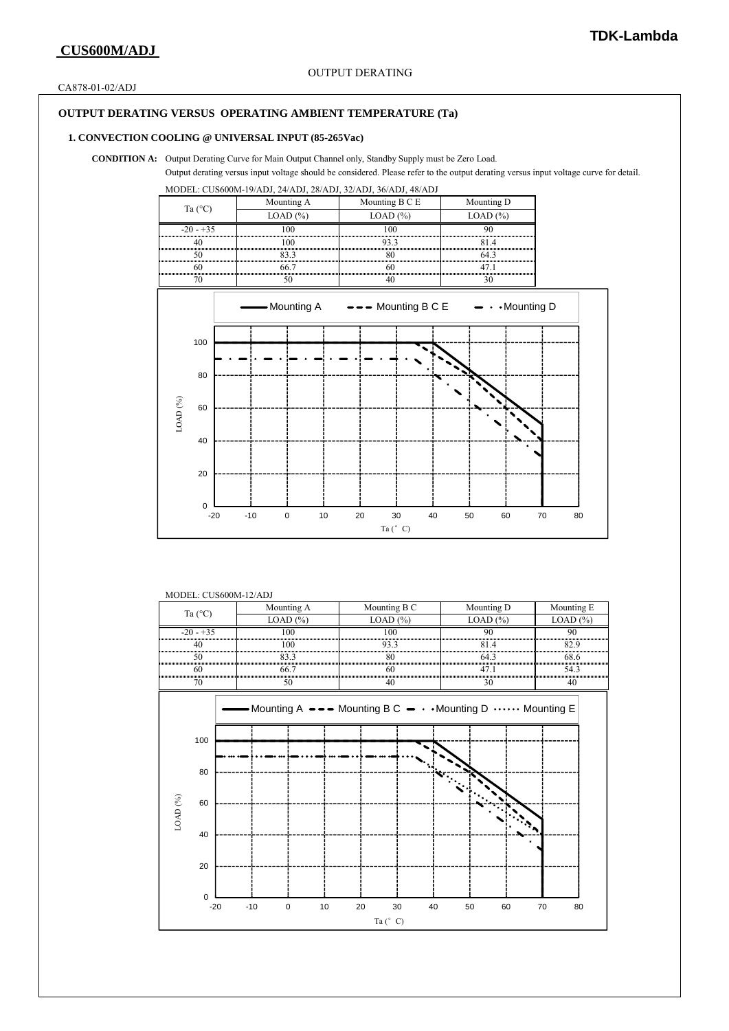# CUS600M/ADJ

OUTPUT DERATING

CA878-01-02/ADJ

## OUTPUT DERATING VERSUS OPERATING AMBIENT TEMPERATURE (Ta)

### 1. CONVECTION COOLING @ UNIVERSAL INPUT (85-265Vac)

**CONDITION A:** Output Derating Curve for Main Output Channel only, Standby Supply must be Zero Load.
Output derating versus input voltage should be considered. Please refer to the output derating versus input voltage curve for detail.

MODEL: CUS600M-19/ADJ, 24/ADJ, 28/ADJ, 32/ADJ, 36/ADJ, 48/ADJ

| Ta (°C) | Mounting A | Mounting B C E | Mounting D |
|---|---|---|---|
| | LOAD (%) | LOAD (%) | LOAD (%) |
| -20 - +35 | 100 | 100 | 90 |
| 40 | 100 | 93.3 | 81.4 |
| 50 | 83.3 | 80 | 64.3 |
| 60 | 66.7 | 60 | 47.1 |
| 70 | 50 | 40 | 30 |

MODEL: CUS600M-12/ADJ

| Ta (°C) | Mounting A | Mounting B C | Mounting D | Mounting E |
|---|---|---|---|---|
| | LOAD (%) | LOAD (%) | LOAD (%) | LOAD (%) |
| -20 - +35 | 100 | 100 | 90 | 90 |
| 40 | 100 | 93.3 | 81.4 | 82.9 |
| 50 | 83.3 | 80 | 64.3 | 68.6 |
| 60 | 66.7 | 60 | 47.1 | 54.3 |
| 70 | 50 | 40 | 30 | 40 |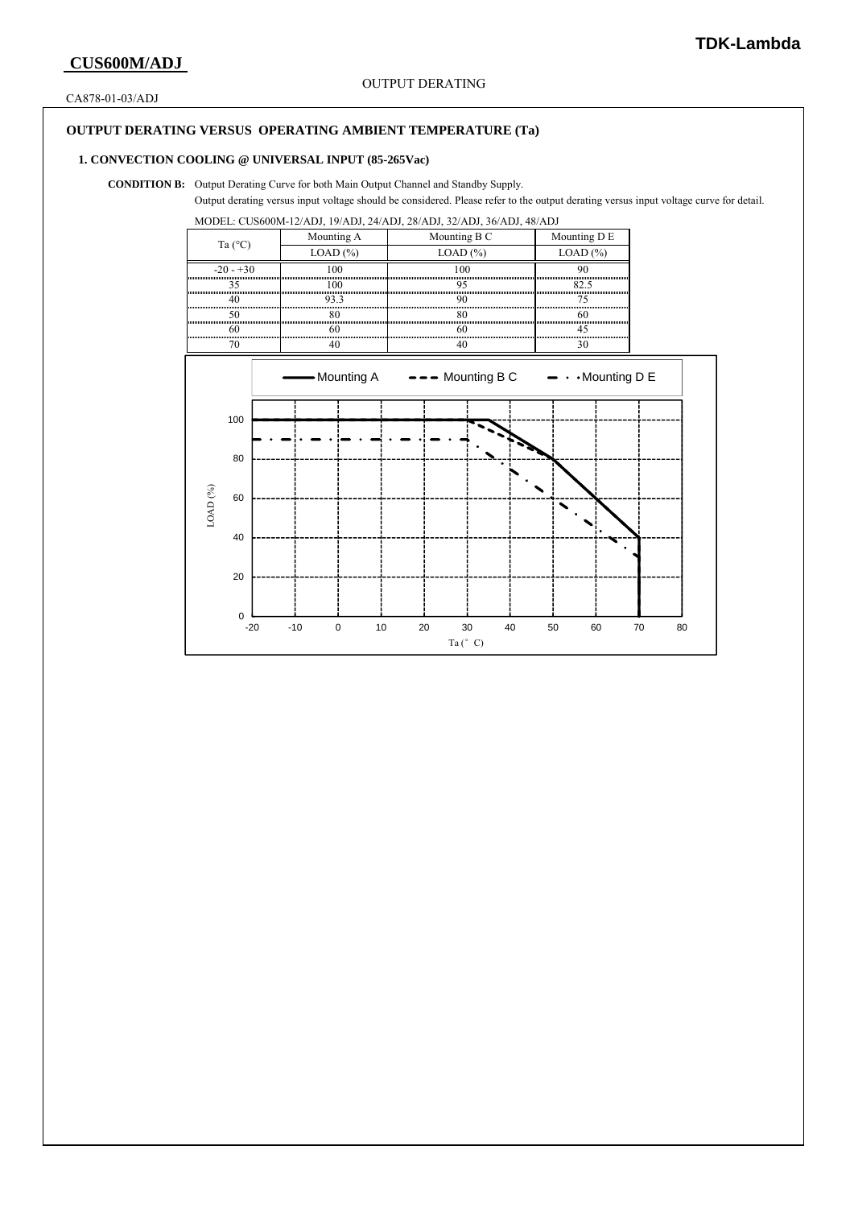# CUS600M/ADJ

OUTPUT DERATING

CA878-01-03/ADJ

## OUTPUT DERATING VERSUS OPERATING AMBIENT TEMPERATURE (Ta)

### 1. CONVECTION COOLING @ UNIVERSAL INPUT (85-265Vac)

**CONDITION B:** Output Derating Curve for both Main Output Channel and Standby Supply.
Output derating versus input voltage should be considered. Please refer to the output derating versus input voltage curve for detail.

MODEL: CUS600M-12/ADJ, 19/ADJ, 24/ADJ, 28/ADJ, 32/ADJ, 36/ADJ, 48/ADJ

| Ta (°C) | Mounting A | Mounting B C | Mounting D E |
|---|---|---|---|
| | LOAD (%) | LOAD (%) | LOAD (%) |
| -20 - +30 | 100 | 100 | 90 |
| 35 | 100 | 95 | 82.5 |
| 40 | 93.3 | 90 | 75 |
| 50 | 80 | 80 | 60 |
| 60 | 60 | 60 | 45 |
| 70 | 40 | 40 | 30 |

Mounting A — Mounting B C — Mounting D E

LOAD (%)

Ta (°C)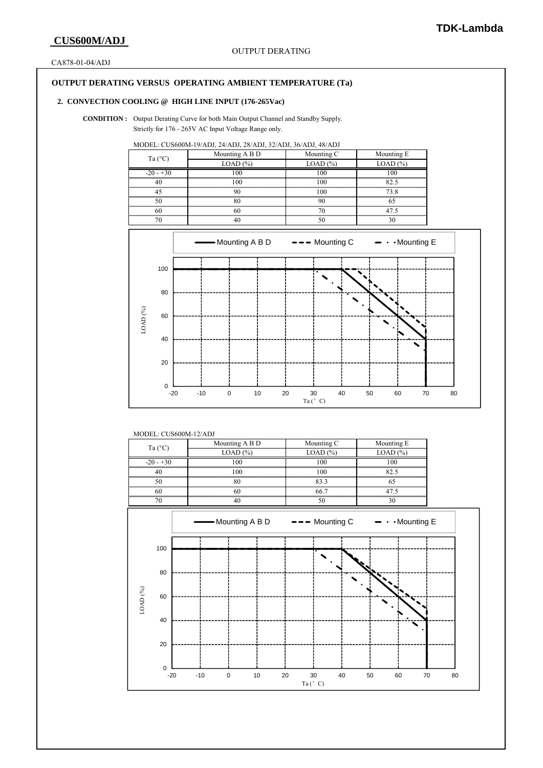**CUS600M/ADJ**

OUTPUT DERATING

CA878-01-04/ADJ

## OUTPUT DERATING VERSUS OPERATING AMBIENT TEMPERATURE (Ta)

### 2. CONVECTION COOLING @ HIGH LINE INPUT (176-265Vac)

**CONDITION :** Output Derating Curve for both Main Output Channel and Standby Supply.
Strictly for 176 - 265V AC Input Voltage Range only.

MODEL: CUS600M-19/ADJ, 24/ADJ, 28/ADJ, 32/ADJ, 36/ADJ, 48/ADJ

| Ta (°C) | Mounting A B D | Mounting C | Mounting E |
|---|---|---|---|
| | LOAD (%) | LOAD (%) | LOAD (%) |
| -20 - +30 | 100 | 100 | 100 |
| 40 | 100 | 100 | 82.5 |
| 45 | 90 | 100 | 73.8 |
| 50 | 80 | 90 | 65 |
| 60 | 60 | 70 | 47.5 |
| 70 | 40 | 50 | 30 |

Mounting A B D — Mounting C — Mounting E

LOAD (%) vs Ta (° C)

MODEL: CUS600M-12/ADJ

| Ta (°C) | Mounting A B D | Mounting C | Mounting E |
|---|---|---|---|
| | LOAD (%) | LOAD (%) | LOAD (%) |
| -20 - +30 | 100 | 100 | 100 |
| 40 | 100 | 100 | 82.5 |
| 50 | 80 | 83.3 | 65 |
| 60 | 60 | 66.7 | 47.5 |
| 70 | 40 | 50 | 30 |

Mounting A B D — Mounting C — Mounting E

LOAD (%) vs Ta (° C)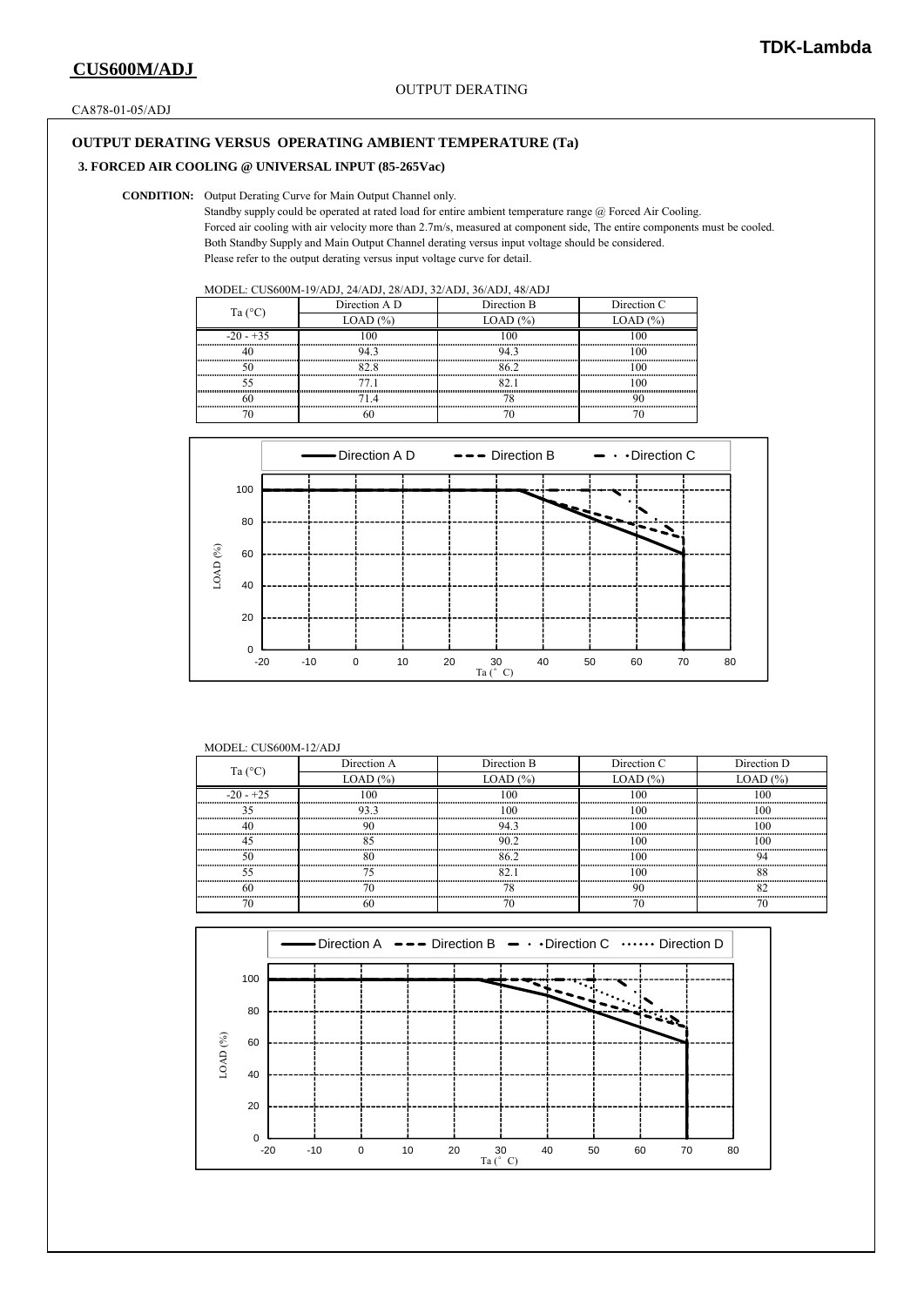**TDK-Lambda**

# CUS600M/ADJ

OUTPUT DERATING

CA878-01-05/ADJ

## OUTPUT DERATING VERSUS OPERATING AMBIENT TEMPERATURE (Ta)

### 3. FORCED AIR COOLING @ UNIVERSAL INPUT (85-265Vac)

**CONDITION:** Output Derating Curve for Main Output Channel only.
Standby supply could be operated at rated load for entire ambient temperature range @ Forced Air Cooling.
Forced air cooling with air velocity more than 2.7m/s, measured at component side, The entire components must be cooled.
Both Standby Supply and Main Output Channel derating versus input voltage should be considered.
Please refer to the output derating versus input voltage curve for detail.

MODEL: CUS600M-19/ADJ, 24/ADJ, 28/ADJ, 32/ADJ, 36/ADJ, 48/ADJ

| Ta (°C) | Direction A D | Direction B | Direction C |
|---|---|---|---|
| | LOAD (%) | LOAD (%) | LOAD (%) |
| -20 - +35 | 100 | 100 | 100 |
| 40 | 94.3 | 94.3 | 100 |
| 50 | 82.8 | 86.2 | 100 |
| 55 | 77.1 | 82.1 | 100 |
| 60 | 71.4 | 78 | 90 |
| 70 | 60 | 70 | 70 |

Direction A D — Direction B — Direction C

LOAD (%) vs Ta (° C)

MODEL: CUS600M-12/ADJ

| Ta (°C) | Direction A | Direction B | Direction C | Direction D |
|---|---|---|---|---|
| | LOAD (%) | LOAD (%) | LOAD (%) | LOAD (%) |
| -20 - +25 | 100 | 100 | 100 | 100 |
| 35 | 93.3 | 100 | 100 | 100 |
| 40 | 90 | 94.3 | 100 | 100 |
| 45 | 85 | 90.2 | 100 | 100 |
| 50 | 80 | 86.2 | 100 | 94 |
| 55 | 75 | 82.1 | 100 | 88 |
| 60 | 70 | 78 | 90 | 82 |
| 70 | 60 | 70 | 70 | 70 |

Direction A — Direction B — Direction C — Direction D

LOAD (%) vs Ta (° C)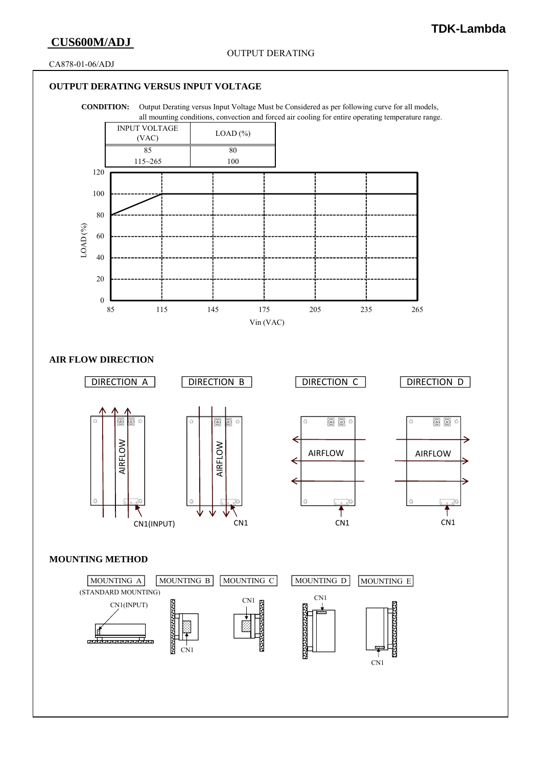**CUS600M/ADJ**

OUTPUT DERATING

CA878-01-06/ADJ

## OUTPUT DERATING VERSUS INPUT VOLTAGE

**CONDITION:** Output Derating versus Input Voltage Must be Considered as per following curve for all models, all mounting conditions, convection and forced air cooling for entire operating temperature range.

| INPUT VOLTAGE (VAC) | LOAD (%) |
|---|---|
| 85 | 80 |
| 115~265 | 100 |

LOAD (%)

120
100
80
60
40
20
0

85 115 145 175 205 235 265

Vin (VAC)

## AIR FLOW DIRECTION

DIRECTION A

AIRFLOW

CN1(INPUT)

DIRECTION B

AIRFLOW

CN1

DIRECTION C

AIRFLOW

CN1

DIRECTION D

AIRFLOW

CN1

## MOUNTING METHOD

MOUNTING A (STANDARD MOUNTING)

CN1(INPUT)

MOUNTING B

CN1

MOUNTING C

CN1

MOUNTING D

CN1

MOUNTING E

CN1